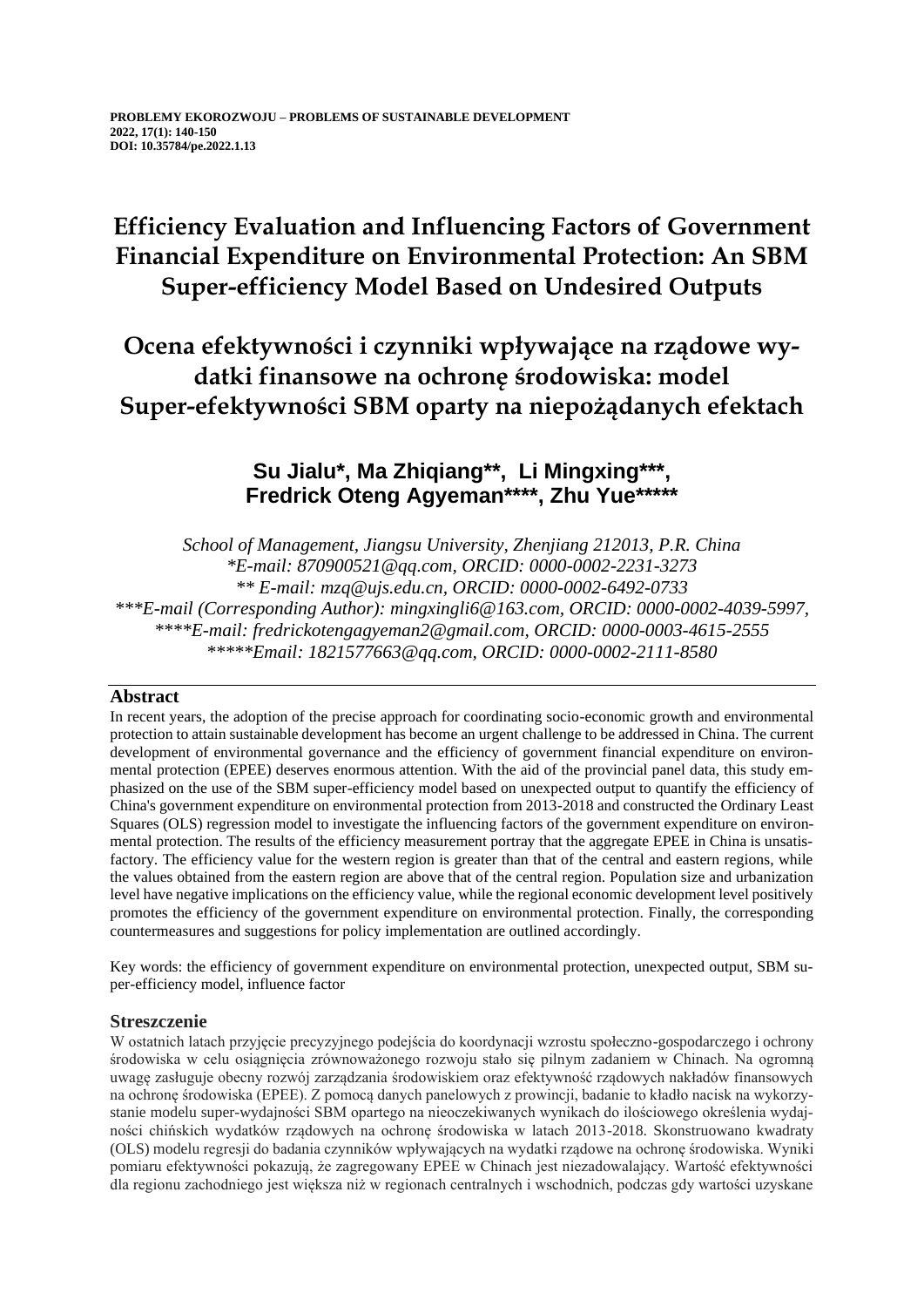**PROBLEMY EKOROZWOJU – PROBLEMS OF SUSTAINABLE DEVELOPMENT**
**2022, 17(1): 140-150**
**DOI: 10.35784/pe.2022.1.13**

# Efficiency Evaluation and Influencing Factors of Government Financial Expenditure on Environmental Protection: An SBM Super-efficiency Model Based on Undesired Outputs

# Ocena efektywności i czynniki wpływające na rządowe wydatki finansowe na ochronę środowiska: model Super-efektywności SBM oparty na niepożądanych efektach

**Su Jialu\*, Ma Zhiqiang\*\*, Li Mingxing\*\*\*, Fredrick Oteng Agyeman\*\*\*\*, Zhu Yue\*\*\*\*\***

*School of Management, Jiangsu University, Zhenjiang 212013, P.R. China*
*\*E-mail: 870900521@qq.com, ORCID: 0000-0002-2231-3273*
*\*\* E-mail: mzq@ujs.edu.cn, ORCID: 0000-0002-6492-0733*
*\*\*\*E-mail (Corresponding Author): mingxingli6@163.com, ORCID: 0000-0002-4039-5997,*
*\*\*\*\*E-mail: fredrickotengagyeman2@gmail.com, ORCID: 0000-0003-4615-2555*
*\*\*\*\*\*Email: 1821577663@qq.com, ORCID: 0000-0002-2111-8580*

## Abstract

In recent years, the adoption of the precise approach for coordinating socio-economic growth and environmental protection to attain sustainable development has become an urgent challenge to be addressed in China. The current development of environmental governance and the efficiency of government financial expenditure on environmental protection (EPEE) deserves enormous attention. With the aid of the provincial panel data, this study emphasized on the use of the SBM super-efficiency model based on unexpected output to quantify the efficiency of China's government expenditure on environmental protection from 2013-2018 and constructed the Ordinary Least Squares (OLS) regression model to investigate the influencing factors of the government expenditure on environmental protection. The results of the efficiency measurement portray that the aggregate EPEE in China is unsatisfactory. The efficiency value for the western region is greater than that of the central and eastern regions, while the values obtained from the eastern region are above that of the central region. Population size and urbanization level have negative implications on the efficiency value, while the regional economic development level positively promotes the efficiency of the government expenditure on environmental protection. Finally, the corresponding countermeasures and suggestions for policy implementation are outlined accordingly.

Key words: the efficiency of government expenditure on environmental protection, unexpected output, SBM super-efficiency model, influence factor

## Streszczenie

W ostatnich latach przyjęcie precyzyjnego podejścia do koordynacji wzrostu społeczno-gospodarczego i ochrony środowiska w celu osiągnięcia zrównoważonego rozwoju stało się pilnym zadaniem w Chinach. Na ogromną uwagę zasługuje obecny rozwój zarządzania środowiskiem oraz efektywność rządowych nakładów finansowych na ochronę środowiska (EPEE). Z pomocą danych panelowych z prowincji, badanie to kładło nacisk na wykorzystanie modelu super-wydajności SBM opartego na nieoczekiwanych wynikach do ilościowego określenia wydajności chińskich wydatków rządowych na ochronę środowiska w latach 2013-2018. Skonstruowano kwadraty (OLS) modelu regresji do badania czynników wpływających na wydatki rządowe na ochronę środowiska. Wyniki pomiaru efektywności pokazują, że zagregowany EPEE w Chinach jest niezadowalający. Wartość efektywności dla regionu zachodniego jest większa niż w regionach centralnych i wschodnich, podczas gdy wartości uzyskane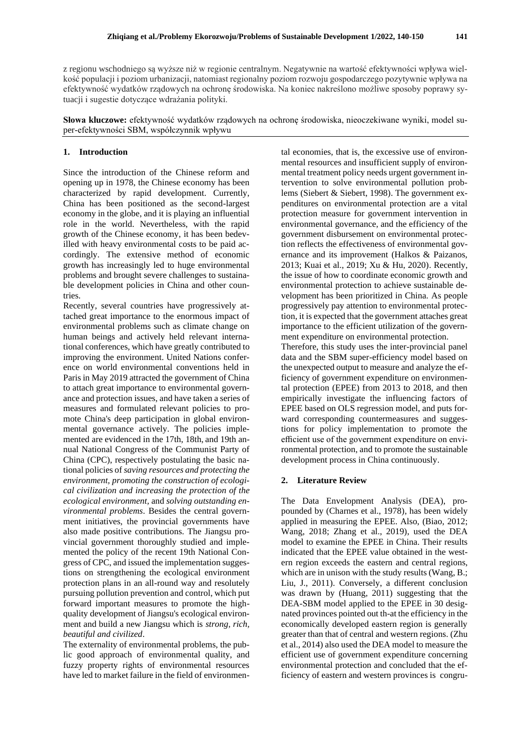z regionu wschodniego są wyższe niż w regionie centralnym. Negatywnie na wartość efektywności wpływa wielkość populacji i poziom urbanizacji, natomiast regionalny poziom rozwoju gospodarczego pozytywnie wpływa na efektywność wydatków rządowych na ochronę środowiska. Na koniec nakreślono możliwe sposoby poprawy sytuacji i sugestie dotyczące wdrażania polityki.

**Słowa kluczowe:** efektywność wydatków rządowych na ochronę środowiska, nieoczekiwane wyniki, model super-efektywności SBM, współczynnik wpływu

## 1. Introduction

Since the introduction of the Chinese reform and opening up in 1978, the Chinese economy has been characterized by rapid development. Currently, China has been positioned as the second-largest economy in the globe, and it is playing an influential role in the world. Nevertheless, with the rapid growth of the Chinese economy, it has been bedevilled with heavy environmental costs to be paid accordingly. The extensive method of economic growth has increasingly led to huge environmental problems and brought severe challenges to sustainable development policies in China and other countries.

Recently, several countries have progressively attached great importance to the enormous impact of environmental problems such as climate change on human beings and actively held relevant international conferences, which have greatly contributed to improving the environment. United Nations conference on world environmental conventions held in Paris in May 2019 attracted the government of China to attach great importance to environmental governance and protection issues, and have taken a series of measures and formulated relevant policies to promote China's deep participation in global environmental governance actively. The policies implemented are evidenced in the 17th, 18th, and 19th annual National Congress of the Communist Party of China (CPC), respectively postulating the basic national policies of *saving resources and protecting the environment, promoting the construction of ecological civilization and increasing the protection of the ecological environment,* and *solving outstanding environmental problems*. Besides the central government initiatives, the provincial governments have also made positive contributions. The Jiangsu provincial government thoroughly studied and implemented the policy of the recent 19th National Congress of CPC, and issued the implementation suggestions on strengthening the ecological environment protection plans in an all-round way and resolutely pursuing pollution prevention and control, which put forward important measures to promote the high-quality development of Jiangsu's ecological environment and build a new Jiangsu which is *strong, rich, beautiful and civilized*.

The externality of environmental problems, the public good approach of environmental quality, and fuzzy property rights of environmental resources have led to market failure in the field of environmental economies, that is, the excessive use of environmental resources and insufficient supply of environmental treatment policy needs urgent government intervention to solve environmental pollution problems (Siebert & Siebert, 1998). The government expenditures on environmental protection are a vital protection measure for government intervention in environmental governance, and the efficiency of the government disbursement on environmental protection reflects the effectiveness of environmental governance and its improvement (Halkos & Paizanos, 2013; Kuai et al., 2019; Xu & Hu, 2020). Recently, the issue of how to coordinate economic growth and environmental protection to achieve sustainable development has been prioritized in China. As people progressively pay attention to environmental protection, it is expected that the government attaches great importance to the efficient utilization of the government expenditure on environmental protection.

Therefore, this study uses the inter-provincial panel data and the SBM super-efficiency model based on the unexpected output to measure and analyze the efficiency of government expenditure on environmental protection (EPEE) from 2013 to 2018, and then empirically investigate the influencing factors of EPEE based on OLS regression model, and puts forward corresponding countermeasures and suggestions for policy implementation to promote the efficient use of the government expenditure on environmental protection, and to promote the sustainable development process in China continuously.

## 2. Literature Review

The Data Envelopment Analysis (DEA), propounded by (Charnes et al., 1978), has been widely applied in measuring the EPEE. Also, (Biao, 2012; Wang, 2018; Zhang et al., 2019), used the DEA model to examine the EPEE in China. Their results indicated that the EPEE value obtained in the western region exceeds the eastern and central regions, which are in unison with the study results (Wang, B.; Liu, J., 2011). Conversely, a different conclusion was drawn by (Huang, 2011) suggesting that the DEA-SBM model applied to the EPEE in 30 designated provinces pointed out th-at the efficiency in the economically developed eastern region is generally greater than that of central and western regions. (Zhu et al., 2014) also used the DEA model to measure the efficient use of government expenditure concerning environmental protection and concluded that the efficiency of eastern and western provinces is congru-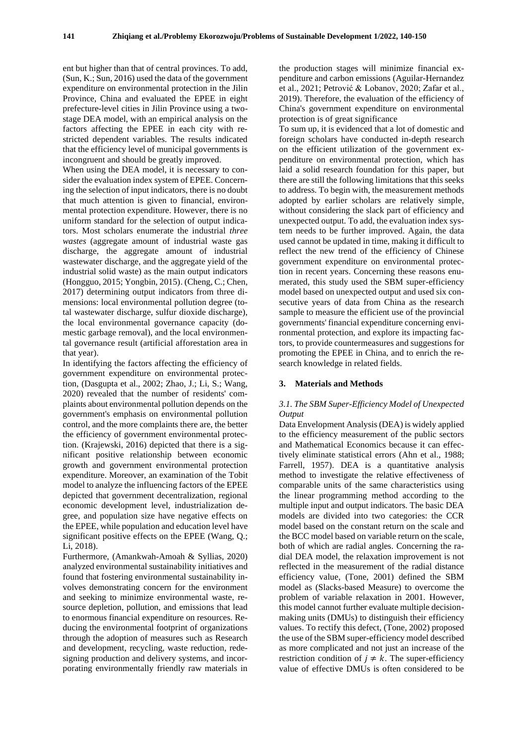ent but higher than that of central provinces. To add, (Sun, K.; Sun, 2016) used the data of the government expenditure on environmental protection in the Jilin Province, China and evaluated the EPEE in eight prefecture-level cities in Jilin Province using a two-stage DEA model, with an empirical analysis on the factors affecting the EPEE in each city with restricted dependent variables. The results indicated that the efficiency level of municipal governments is incongruent and should be greatly improved.

When using the DEA model, it is necessary to consider the evaluation index system of EPEE. Concerning the selection of input indicators, there is no doubt that much attention is given to financial, environmental protection expenditure. However, there is no uniform standard for the selection of output indicators. Most scholars enumerate the industrial *three wastes* (aggregate amount of industrial waste gas discharge, the aggregate amount of industrial wastewater discharge, and the aggregate yield of the industrial solid waste) as the main output indicators (Hongguo, 2015; Yongbin, 2015). (Cheng, C.; Chen, 2017) determining output indicators from three dimensions: local environmental pollution degree (total wastewater discharge, sulfur dioxide discharge), the local environmental governance capacity (domestic garbage removal), and the local environmental governance result (artificial afforestation area in that year).

In identifying the factors affecting the efficiency of government expenditure on environmental protection, (Dasgupta et al., 2002; Zhao, J.; Li, S.; Wang, 2020) revealed that the number of residents' complaints about environmental pollution depends on the government's emphasis on environmental pollution control, and the more complaints there are, the better the efficiency of government environmental protection. (Krajewski, 2016) depicted that there is a significant positive relationship between economic growth and government environmental protection expenditure. Moreover, an examination of the Tobit model to analyze the influencing factors of the EPEE depicted that government decentralization, regional economic development level, industrialization degree, and population size have negative effects on the EPEE, while population and education level have significant positive effects on the EPEE (Wang, Q.; Li, 2018).

Furthermore, (Amankwah-Amoah & Syllias, 2020) analyzed environmental sustainability initiatives and found that fostering environmental sustainability involves demonstrating concern for the environment and seeking to minimize environmental waste, resource depletion, pollution, and emissions that lead to enormous financial expenditure on resources. Reducing the environmental footprint of organizations through the adoption of measures such as Research and development, recycling, waste reduction, redesigning production and delivery systems, and incorporating environmentally friendly raw materials in the production stages will minimize financial expenditure and carbon emissions (Aguilar-Hernandez et al., 2021; Petrović & Lobanov, 2020; Zafar et al., 2019). Therefore, the evaluation of the efficiency of China's government expenditure on environmental protection is of great significance

To sum up, it is evidenced that a lot of domestic and foreign scholars have conducted in-depth research on the efficient utilization of the government expenditure on environmental protection, which has laid a solid research foundation for this paper, but there are still the following limitations that this seeks to address. To begin with, the measurement methods adopted by earlier scholars are relatively simple, without considering the slack part of efficiency and unexpected output. To add, the evaluation index system needs to be further improved. Again, the data used cannot be updated in time, making it difficult to reflect the new trend of the efficiency of Chinese government expenditure on environmental protection in recent years. Concerning these reasons enumerated, this study used the SBM super-efficiency model based on unexpected output and used six consecutive years of data from China as the research sample to measure the efficient use of the provincial governments' financial expenditure concerning environmental protection, and explore its impacting factors, to provide countermeasures and suggestions for promoting the EPEE in China, and to enrich the research knowledge in related fields.

## 3. Materials and Methods

### 3.1. The SBM Super-Efficiency Model of Unexpected Output

Data Envelopment Analysis (DEA) is widely applied to the efficiency measurement of the public sectors and Mathematical Economics because it can effectively eliminate statistical errors (Ahn et al., 1988; Farrell, 1957). DEA is a quantitative analysis method to investigate the relative effectiveness of comparable units of the same characteristics using the linear programming method according to the multiple input and output indicators. The basic DEA models are divided into two categories: the CCR model based on the constant return on the scale and the BCC model based on variable return on the scale, both of which are radial angles. Concerning the radial DEA model, the relaxation improvement is not reflected in the measurement of the radial distance efficiency value, (Tone, 2001) defined the SBM model as (Slacks-based Measure) to overcome the problem of variable relaxation in 2001. However, this model cannot further evaluate multiple decision-making units (DMUs) to distinguish their efficiency values. To rectify this defect, (Tone, 2002) proposed the use of the SBM super-efficiency model described as more complicated and not just an increase of the restriction condition of $j \neq k$. The super-efficiency value of effective DMUs is often considered to be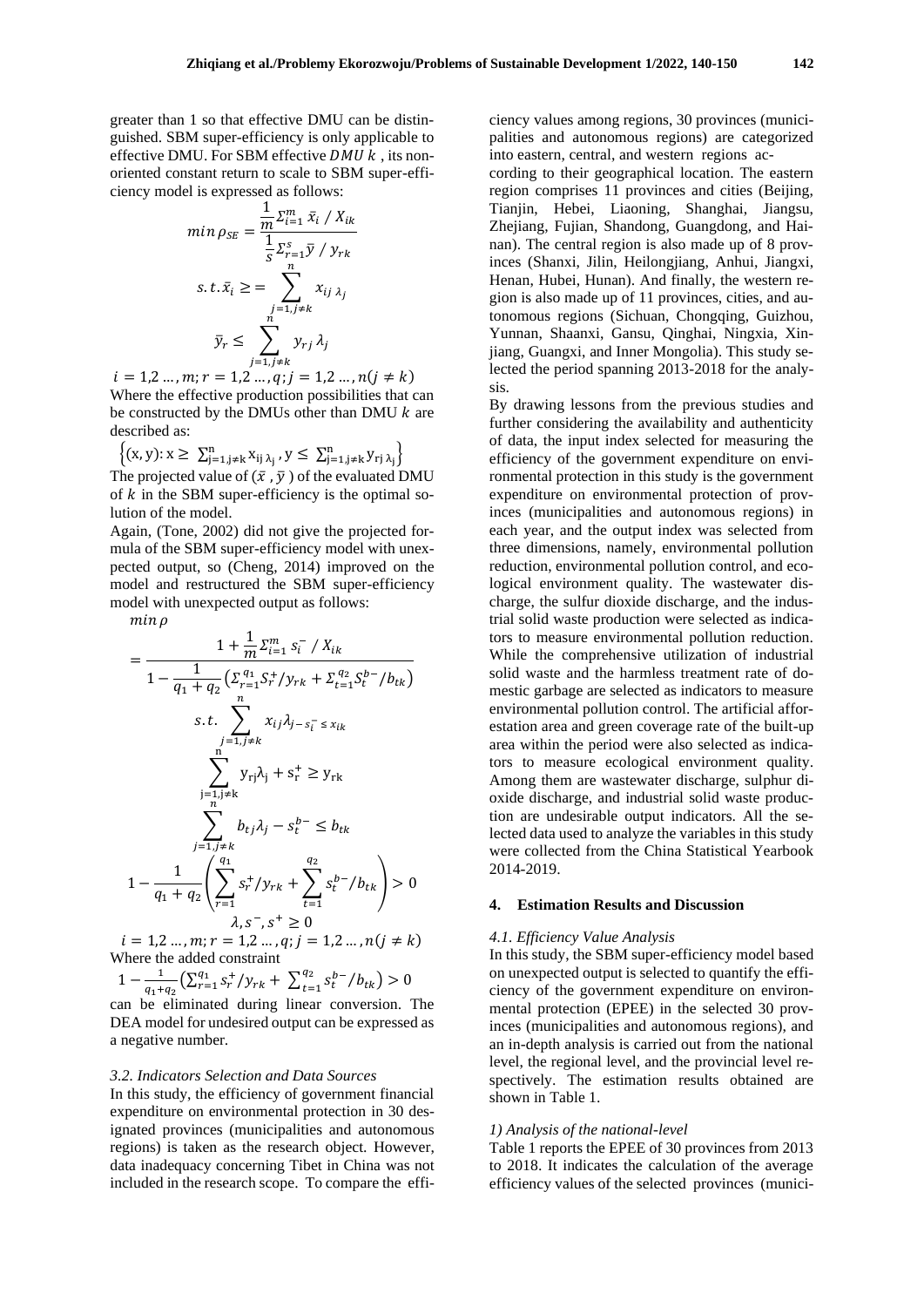greater than 1 so that effective DMU can be distinguished. SBM super-efficiency is only applicable to effective DMU. For SBM effective $DMU\ k$ , its non-oriented constant return to scale to SBM super-efficiency model is expressed as follows:

$$min\,\rho_{SE} = \frac{\frac{1}{m}\Sigma_{i=1}^{m}\bar{x}_i / X_{ik}}{\frac{1}{s}\Sigma_{r=1}^{s}\bar{y} / y_{rk}}$$

$$s.t.\bar{x}_i \geq = \sum_{j=1,j\neq k}^{n} x_{ij\,\lambda_j}$$

$$\bar{y}_r \leq \sum_{j=1,j\neq k}^{n} y_{rj}\,\lambda_j$$

$$i = 1,2 \ldots, m; r = 1,2 \ldots, q; j = 1,2 \ldots, n(j \neq k)$$

Where the effective production possibilities that can be constructed by the DMUs other than DMU $k$ are described as:

$$\left\{(x,y): x \geq \sum_{j=1,j\neq k}^{n} x_{ij\,\lambda_j}, y \leq \sum_{j=1,j\neq k}^{n} y_{rj\,\lambda_j}\right\}$$

The projected value of $(\bar{x}, \bar{y})$ of the evaluated DMU of $k$ in the SBM super-efficiency is the optimal solution of the model.

Again, (Tone, 2002) did not give the projected formula of the SBM super-efficiency model with unexpected output, so (Cheng, 2014) improved on the model and restructured the SBM super-efficiency model with unexpected output as follows:

$$min\,\rho = \frac{1 + \frac{1}{m}\Sigma_{i=1}^{m} s_i^- / X_{ik}}{1 - \frac{1}{q_1 + q_2}\left(\Sigma_{r=1}^{q_1} S_r^+ / y_{rk} + \Sigma_{t=1}^{q_2} S_t^{b-} / b_{tk}\right)}$$

$$s.t. \sum_{j=1,j\neq k}^{n} x_{ij}\lambda_{j-s_i^-} \leq x_{ik}$$

$$\sum_{j=1,j\neq k}^{n} y_{rj}\lambda_j + s_r^+ \geq y_{rk}$$

$$\sum_{j=1,j\neq k}^{n} b_{tj}\lambda_j - s_t^{b-} \leq b_{tk}$$

$$1 - \frac{1}{q_1 + q_2}\left(\sum_{r=1}^{q_1} s_r^+ / y_{rk} + \sum_{t=1}^{q_2} s_t^{b-} / b_{tk}\right) > 0$$

$$\lambda, s^-, s^+ \geq 0$$

$$i = 1,2 \ldots, m; r = 1,2 \ldots, q; j = 1,2 \ldots, n(j \neq k)$$

Where the added constraint

$$1 - \frac{1}{q_1+q_2}\left(\sum_{r=1}^{q_1} s_r^+ / y_{rk} + \sum_{t=1}^{q_2} s_t^{b-} / b_{tk}\right) > 0$$

can be eliminated during linear conversion. The DEA model for undesired output can be expressed as a negative number.

### 3.2. Indicators Selection and Data Sources

In this study, the efficiency of government financial expenditure on environmental protection in 30 designated provinces (municipalities and autonomous regions) is taken as the research object. However, data inadequacy concerning Tibet in China was not included in the research scope. To compare the efficiency values among regions, 30 provinces (municipalities and autonomous regions) are categorized into eastern, central, and western regions according to their geographical location. The eastern region comprises 11 provinces and cities (Beijing, Tianjin, Hebei, Liaoning, Shanghai, Jiangsu, Zhejiang, Fujian, Shandong, Guangdong, and Hainan). The central region is also made up of 8 provinces (Shanxi, Jilin, Heilongjiang, Anhui, Jiangxi, Henan, Hubei, Hunan). And finally, the western region is also made up of 11 provinces, cities, and autonomous regions (Sichuan, Chongqing, Guizhou, Yunnan, Shaanxi, Gansu, Qinghai, Ningxia, Xinjiang, Guangxi, and Inner Mongolia). This study selected the period spanning 2013-2018 for the analysis.

By drawing lessons from the previous studies and further considering the availability and authenticity of data, the input index selected for measuring the efficiency of the government expenditure on environmental protection in this study is the government expenditure on environmental protection of provinces (municipalities and autonomous regions) in each year, and the output index was selected from three dimensions, namely, environmental pollution reduction, environmental pollution control, and ecological environment quality. The wastewater discharge, the sulfur dioxide discharge, and the industrial solid waste production were selected as indicators to measure environmental pollution reduction. While the comprehensive utilization of industrial solid waste and the harmless treatment rate of domestic garbage are selected as indicators to measure environmental pollution control. The artificial afforestation area and green coverage rate of the built-up area within the period were also selected as indicators to measure ecological environment quality. Among them are wastewater discharge, sulphur dioxide discharge, and industrial solid waste production are undesirable output indicators. All the selected data used to analyze the variables in this study were collected from the China Statistical Yearbook 2014-2019.

## 4. Estimation Results and Discussion

### 4.1. Efficiency Value Analysis

In this study, the SBM super-efficiency model based on unexpected output is selected to quantify the efficiency of the government expenditure on environmental protection (EPEE) in the selected 30 provinces (municipalities and autonomous regions), and an in-depth analysis is carried out from the national level, the regional level, and the provincial level respectively. The estimation results obtained are shown in Table 1.

#### 1) Analysis of the national-level

Table 1 reports the EPEE of 30 provinces from 2013 to 2018. It indicates the calculation of the average efficiency values of the selected provinces (munici-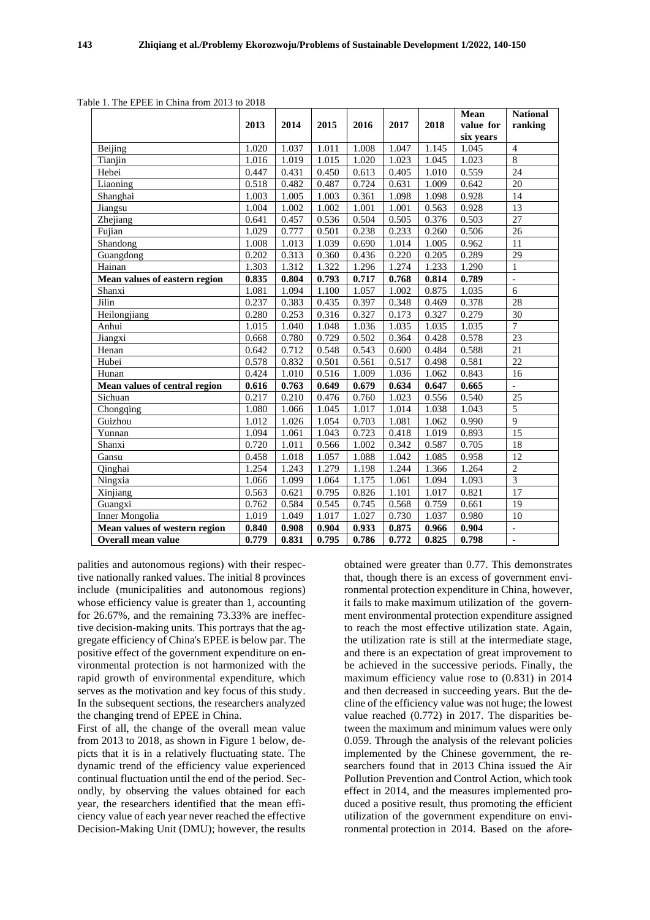Table 1. The EPEE in China from 2013 to 2018

| | 2013 | 2014 | 2015 | 2016 | 2017 | 2018 | Mean value for six years | National ranking |
|---|---|---|---|---|---|---|---|---|
| Beijing | 1.020 | 1.037 | 1.011 | 1.008 | 1.047 | 1.145 | 1.045 | 4 |
| Tianjin | 1.016 | 1.019 | 1.015 | 1.020 | 1.023 | 1.045 | 1.023 | 8 |
| Hebei | 0.447 | 0.431 | 0.450 | 0.613 | 0.405 | 1.010 | 0.559 | 24 |
| Liaoning | 0.518 | 0.482 | 0.487 | 0.724 | 0.631 | 1.009 | 0.642 | 20 |
| Shanghai | 1.003 | 1.005 | 1.003 | 0.361 | 1.098 | 1.098 | 0.928 | 14 |
| Jiangsu | 1.004 | 1.002 | 1.002 | 1.001 | 1.001 | 0.563 | 0.928 | 13 |
| Zhejiang | 0.641 | 0.457 | 0.536 | 0.504 | 0.505 | 0.376 | 0.503 | 27 |
| Fujian | 1.029 | 0.777 | 0.501 | 0.238 | 0.233 | 0.260 | 0.506 | 26 |
| Shandong | 1.008 | 1.013 | 1.039 | 0.690 | 1.014 | 1.005 | 0.962 | 11 |
| Guangdong | 0.202 | 0.313 | 0.360 | 0.436 | 0.220 | 0.205 | 0.289 | 29 |
| Hainan | 1.303 | 1.312 | 1.322 | 1.296 | 1.274 | 1.233 | 1.290 | 1 |
| **Mean values of eastern region** | **0.835** | **0.804** | **0.793** | **0.717** | **0.768** | **0.814** | **0.789** | **-** |
| Shanxi | 1.081 | 1.094 | 1.100 | 1.057 | 1.002 | 0.875 | 1.035 | 6 |
| Jilin | 0.237 | 0.383 | 0.435 | 0.397 | 0.348 | 0.469 | 0.378 | 28 |
| Heilongjiang | 0.280 | 0.253 | 0.316 | 0.327 | 0.173 | 0.327 | 0.279 | 30 |
| Anhui | 1.015 | 1.040 | 1.048 | 1.036 | 1.035 | 1.035 | 1.035 | 7 |
| Jiangxi | 0.668 | 0.780 | 0.729 | 0.502 | 0.364 | 0.428 | 0.578 | 23 |
| Henan | 0.642 | 0.712 | 0.548 | 0.543 | 0.600 | 0.484 | 0.588 | 21 |
| Hubei | 0.578 | 0.832 | 0.501 | 0.561 | 0.517 | 0.498 | 0.581 | 22 |
| Hunan | 0.424 | 1.010 | 0.516 | 1.009 | 1.036 | 1.062 | 0.843 | 16 |
| **Mean values of central region** | **0.616** | **0.763** | **0.649** | **0.679** | **0.634** | **0.647** | **0.665** | **-** |
| Sichuan | 0.217 | 0.210 | 0.476 | 0.760 | 1.023 | 0.556 | 0.540 | 25 |
| Chongqing | 1.080 | 1.066 | 1.045 | 1.017 | 1.014 | 1.038 | 1.043 | 5 |
| Guizhou | 1.012 | 1.026 | 1.054 | 0.703 | 1.081 | 1.062 | 0.990 | 9 |
| Yunnan | 1.094 | 1.061 | 1.043 | 0.723 | 0.418 | 1.019 | 0.893 | 15 |
| Shanxi | 0.720 | 1.011 | 0.566 | 1.002 | 0.342 | 0.587 | 0.705 | 18 |
| Gansu | 0.458 | 1.018 | 1.057 | 1.088 | 1.042 | 1.085 | 0.958 | 12 |
| Qinghai | 1.254 | 1.243 | 1.279 | 1.198 | 1.244 | 1.366 | 1.264 | 2 |
| Ningxia | 1.066 | 1.099 | 1.064 | 1.175 | 1.061 | 1.094 | 1.093 | 3 |
| Xinjiang | 0.563 | 0.621 | 0.795 | 0.826 | 1.101 | 1.017 | 0.821 | 17 |
| Guangxi | 0.762 | 0.584 | 0.545 | 0.745 | 0.568 | 0.759 | 0.661 | 19 |
| Inner Mongolia | 1.019 | 1.049 | 1.017 | 1.027 | 0.730 | 1.037 | 0.980 | 10 |
| **Mean values of western region** | **0.840** | **0.908** | **0.904** | **0.933** | **0.875** | **0.966** | **0.904** | **-** |
| **Overall mean value** | **0.779** | **0.831** | **0.795** | **0.786** | **0.772** | **0.825** | **0.798** | **-** |

palities and autonomous regions) with their respective nationally ranked values. The initial 8 provinces include (municipalities and autonomous regions) whose efficiency value is greater than 1, accounting for 26.67%, and the remaining 73.33% are ineffective decision-making units. This portrays that the aggregate efficiency of China's EPEE is below par. The positive effect of the government expenditure on environmental protection is not harmonized with the rapid growth of environmental expenditure, which serves as the motivation and key focus of this study. In the subsequent sections, the researchers analyzed the changing trend of EPEE in China.

First of all, the change of the overall mean value from 2013 to 2018, as shown in Figure 1 below, depicts that it is in a relatively fluctuating state. The dynamic trend of the efficiency value experienced continual fluctuation until the end of the period. Secondly, by observing the values obtained for each year, the researchers identified that the mean efficiency value of each year never reached the effective Decision-Making Unit (DMU); however, the results obtained were greater than 0.77. This demonstrates that, though there is an excess of government environmental protection expenditure in China, however, it fails to make maximum utilization of the government environmental protection expenditure assigned to reach the most effective utilization state. Again, the utilization rate is still at the intermediate stage, and there is an expectation of great improvement to be achieved in the successive periods. Finally, the maximum efficiency value rose to (0.831) in 2014 and then decreased in succeeding years. But the decline of the efficiency value was not huge; the lowest value reached (0.772) in 2017. The disparities between the maximum and minimum values were only 0.059. Through the analysis of the relevant policies implemented by the Chinese government, the researchers found that in 2013 China issued the Air Pollution Prevention and Control Action, which took effect in 2014, and the measures implemented produced a positive result, thus promoting the efficient utilization of the government expenditure on environmental protection in 2014. Based on the afore-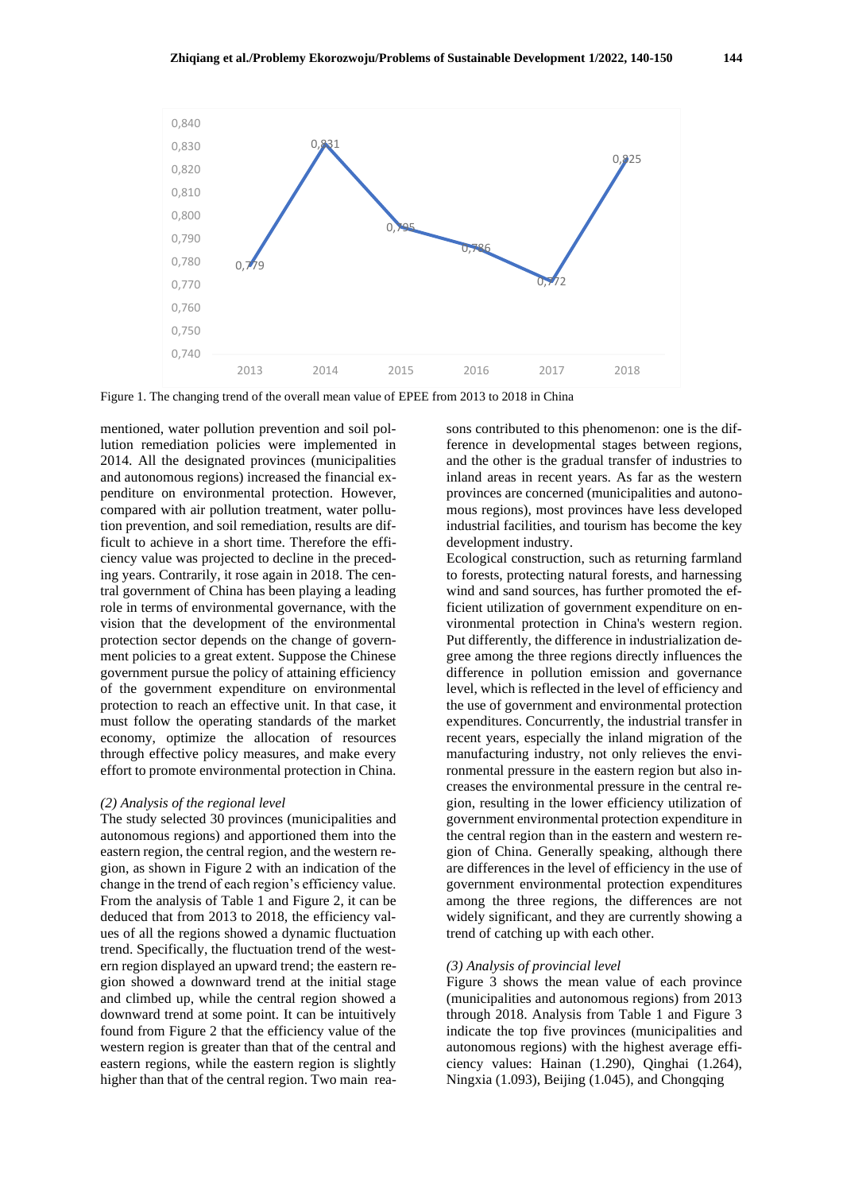Figure 1. The changing trend of the overall mean value of EPEE from 2013 to 2018 in China

mentioned, water pollution prevention and soil pollution remediation policies were implemented in 2014. All the designated provinces (municipalities and autonomous regions) increased the financial expenditure on environmental protection. However, compared with air pollution treatment, water pollution prevention, and soil remediation, results are difficult to achieve in a short time. Therefore the efficiency value was projected to decline in the preceding years. Contrarily, it rose again in 2018. The central government of China has been playing a leading role in terms of environmental governance, with the vision that the development of the environmental protection sector depends on the change of government policies to a great extent. Suppose the Chinese government pursue the policy of attaining efficiency of the government expenditure on environmental protection to reach an effective unit. In that case, it must follow the operating standards of the market economy, optimize the allocation of resources through effective policy measures, and make every effort to promote environmental protection in China.

*(2) Analysis of the regional level*

The study selected 30 provinces (municipalities and autonomous regions) and apportioned them into the eastern region, the central region, and the western region, as shown in Figure 2 with an indication of the change in the trend of each region's efficiency value. From the analysis of Table 1 and Figure 2, it can be deduced that from 2013 to 2018, the efficiency values of all the regions showed a dynamic fluctuation trend. Specifically, the fluctuation trend of the western region displayed an upward trend; the eastern region showed a downward trend at the initial stage and climbed up, while the central region showed a downward trend at some point. It can be intuitively found from Figure 2 that the efficiency value of the western region is greater than that of the central and eastern regions, while the eastern region is slightly higher than that of the central region. Two main reasons contributed to this phenomenon: one is the difference in developmental stages between regions, and the other is the gradual transfer of industries to inland areas in recent years. As far as the western provinces are concerned (municipalities and autonomous regions), most provinces have less developed industrial facilities, and tourism has become the key development industry.

Ecological construction, such as returning farmland to forests, protecting natural forests, and harnessing wind and sand sources, has further promoted the efficient utilization of government expenditure on environmental protection in China's western region. Put differently, the difference in industrialization degree among the three regions directly influences the difference in pollution emission and governance level, which is reflected in the level of efficiency and the use of government and environmental protection expenditures. Concurrently, the industrial transfer in recent years, especially the inland migration of the manufacturing industry, not only relieves the environmental pressure in the eastern region but also increases the environmental pressure in the central region, resulting in the lower efficiency utilization of government environmental protection expenditure in the central region than in the eastern and western region of China. Generally speaking, although there are differences in the level of efficiency in the use of government environmental protection expenditures among the three regions, the differences are not widely significant, and they are currently showing a trend of catching up with each other.

*(3) Analysis of provincial level*

Figure 3 shows the mean value of each province (municipalities and autonomous regions) from 2013 through 2018. Analysis from Table 1 and Figure 3 indicate the top five provinces (municipalities and autonomous regions) with the highest average efficiency values: Hainan (1.290), Qinghai (1.264), Ningxia (1.093), Beijing (1.045), and Chongqing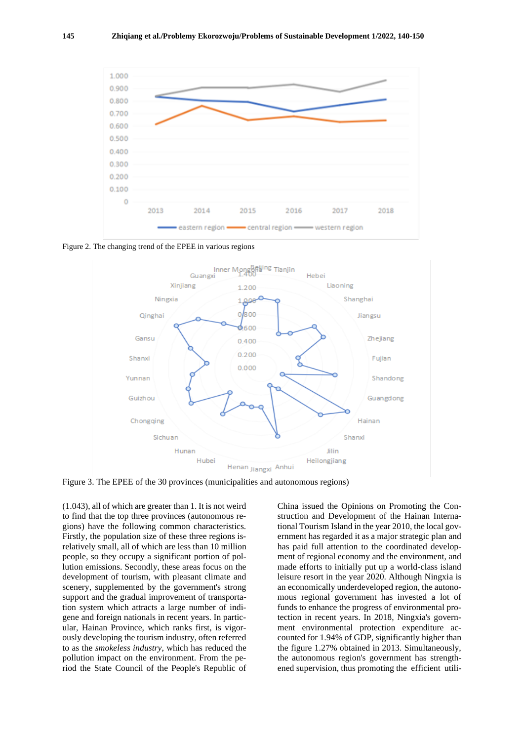Figure 2. The changing trend of the EPEE in various regions

Figure 3. The EPEE of the 30 provinces (municipalities and autonomous regions)

(1.043), all of which are greater than 1. It is not weird to find that the top three provinces (autonomous regions) have the following common characteristics. Firstly, the population size of these three regions is relatively small, all of which are less than 10 million people, so they occupy a significant portion of pollution emissions. Secondly, these areas focus on the development of tourism, with pleasant climate and scenery, supplemented by the government's strong support and the gradual improvement of transportation system which attracts a large number of indigene and foreign nationals in recent years. In particular, Hainan Province, which ranks first, is vigorously developing the tourism industry, often referred to as the *smokeless industry*, which has reduced the pollution impact on the environment. From the period the State Council of the People's Republic of China issued the Opinions on Promoting the Construction and Development of the Hainan International Tourism Island in the year 2010, the local government has regarded it as a major strategic plan and has paid full attention to the coordinated development of regional economy and the environment, and made efforts to initially put up a world-class island leisure resort in the year 2020. Although Ningxia is an economically underdeveloped region, the autonomous regional government has invested a lot of funds to enhance the progress of environmental protection in recent years. In 2018, Ningxia's government environmental protection expenditure accounted for 1.94% of GDP, significantly higher than the figure 1.27% obtained in 2013. Simultaneously, the autonomous region's government has strengthened supervision, thus promoting the efficient utili-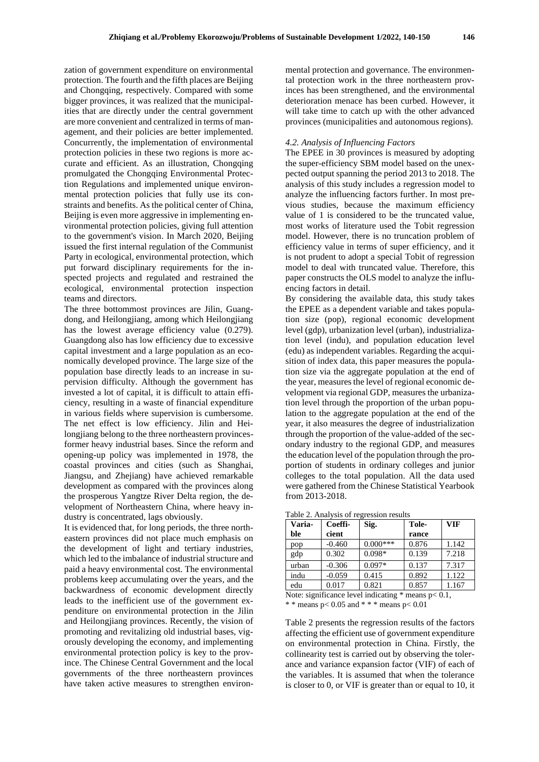zation of government expenditure on environmental protection. The fourth and the fifth places are Beijing and Chongqing, respectively. Compared with some bigger provinces, it was realized that the municipalities that are directly under the central government are more convenient and centralized in terms of management, and their policies are better implemented. Concurrently, the implementation of environmental protection policies in these two regions is more accurate and efficient. As an illustration, Chongqing promulgated the Chongqing Environmental Protection Regulations and implemented unique environmental protection policies that fully use its constraints and benefits. As the political center of China, Beijing is even more aggressive in implementing environmental protection policies, giving full attention to the government's vision. In March 2020, Beijing issued the first internal regulation of the Communist Party in ecological, environmental protection, which put forward disciplinary requirements for the inspected projects and regulated and restrained the ecological, environmental protection inspection teams and directors.

The three bottommost provinces are Jilin, Guangdong, and Heilongjiang, among which Heilongjiang has the lowest average efficiency value (0.279). Guangdong also has low efficiency due to excessive capital investment and a large population as an economically developed province. The large size of the population base directly leads to an increase in supervision difficulty. Although the government has invested a lot of capital, it is difficult to attain efficiency, resulting in a waste of financial expenditure in various fields where supervision is cumbersome. The net effect is low efficiency. Jilin and Heilongjiang belong to the three northeastern provinces-former heavy industrial bases. Since the reform and opening-up policy was implemented in 1978, the coastal provinces and cities (such as Shanghai, Jiangsu, and Zhejiang) have achieved remarkable development as compared with the provinces along the prosperous Yangtze River Delta region, the development of Northeastern China, where heavy industry is concentrated, lags obviously.

It is evidenced that, for long periods, the three northeastern provinces did not place much emphasis on the development of light and tertiary industries, which led to the imbalance of industrial structure and paid a heavy environmental cost. The environmental problems keep accumulating over the years, and the backwardness of economic development directly leads to the inefficient use of the government expenditure on environmental protection in the Jilin and Heilongjiang provinces. Recently, the vision of promoting and revitalizing old industrial bases, vigorously developing the economy, and implementing environmental protection policy is key to the province. The Chinese Central Government and the local governments of the three northeastern provinces have taken active measures to strengthen environmental protection and governance. The environmental protection work in the three northeastern provinces has been strengthened, and the environmental deterioration menace has been curbed. However, it will take time to catch up with the other advanced provinces (municipalities and autonomous regions).

### *4.2. Analysis of Influencing Factors*

The EPEE in 30 provinces is measured by adopting the super-efficiency SBM model based on the unexpected output spanning the period 2013 to 2018. The analysis of this study includes a regression model to analyze the influencing factors further. In most previous studies, because the maximum efficiency value of 1 is considered to be the truncated value, most works of literature used the Tobit regression model. However, there is no truncation problem of efficiency value in terms of super efficiency, and it is not prudent to adopt a special Tobit of regression model to deal with truncated value. Therefore, this paper constructs the OLS model to analyze the influencing factors in detail.

By considering the available data, this study takes the EPEE as a dependent variable and takes population size (pop), regional economic development level (gdp), urbanization level (urban), industrialization level (indu), and population education level (edu) as independent variables. Regarding the acquisition of index data, this paper measures the population size via the aggregate population at the end of the year, measures the level of regional economic development via regional GDP, measures the urbanization level through the proportion of the urban population to the aggregate population at the end of the year, it also measures the degree of industrialization through the proportion of the value-added of the secondary industry to the regional GDP, and measures the education level of the population through the proportion of students in ordinary colleges and junior colleges to the total population. All the data used were gathered from the Chinese Statistical Yearbook from 2013-2018.

Table 2. Analysis of regression results

| Variable | Coefficient | Sig. | Tolerance | VIF |
|---|---|---|---|---|
| pop | -0.460 | 0.000*** | 0.876 | 1.142 |
| gdp | 0.302 | 0.098* | 0.139 | 7.218 |
| urban | -0.306 | 0.097* | 0.137 | 7.317 |
| indu | -0.059 | 0.415 | 0.892 | 1.122 |
| edu | 0.017 | 0.821 | 0.857 | 1.167 |

Note: significance level indicating * means $p< 0.1$, ** means $p< 0.05$ and *** means $p< 0.01$

Table 2 presents the regression results of the factors affecting the efficient use of government expenditure on environmental protection in China. Firstly, the collinearity test is carried out by observing the tolerance and variance expansion factor (VIF) of each of the variables. It is assumed that when the tolerance is closer to 0, or VIF is greater than or equal to 10, it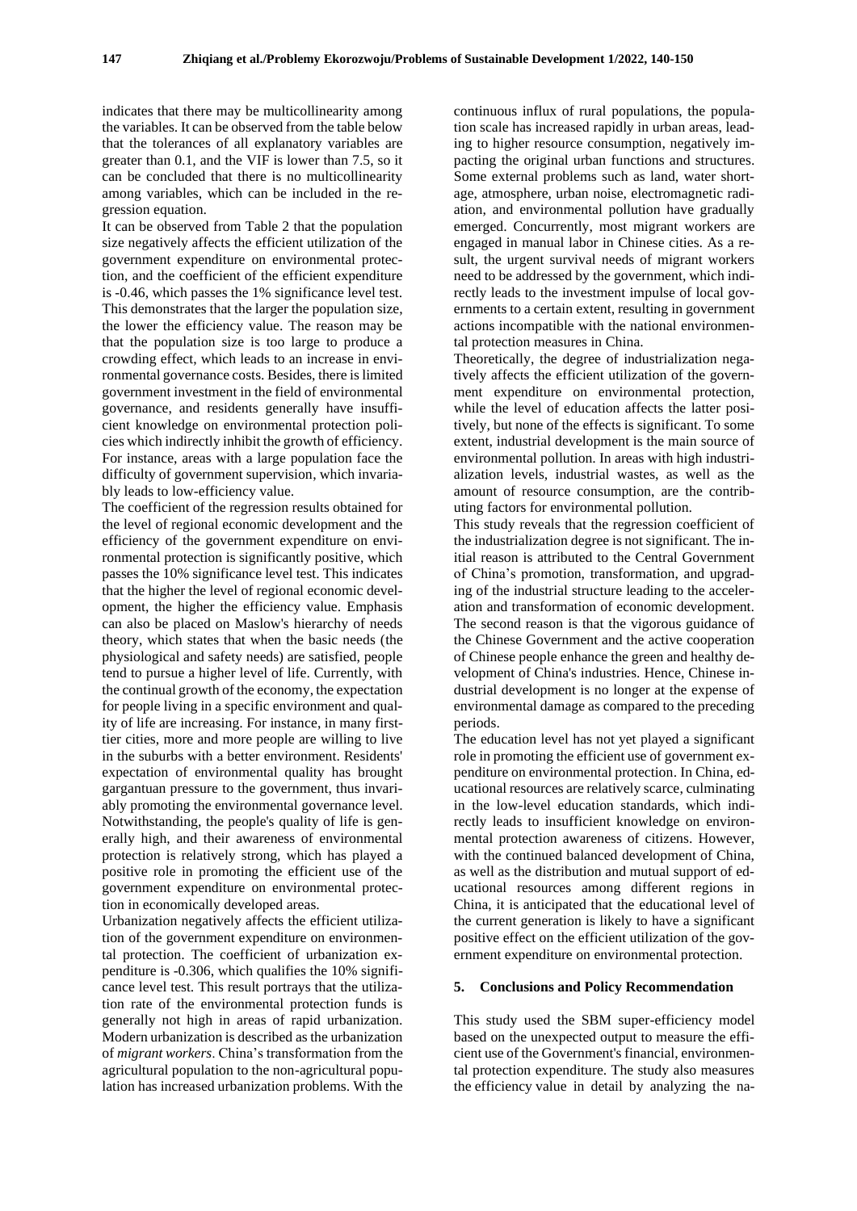indicates that there may be multicollinearity among the variables. It can be observed from the table below that the tolerances of all explanatory variables are greater than 0.1, and the VIF is lower than 7.5, so it can be concluded that there is no multicollinearity among variables, which can be included in the regression equation.

It can be observed from Table 2 that the population size negatively affects the efficient utilization of the government expenditure on environmental protection, and the coefficient of the efficient expenditure is -0.46, which passes the 1% significance level test. This demonstrates that the larger the population size, the lower the efficiency value. The reason may be that the population size is too large to produce a crowding effect, which leads to an increase in environmental governance costs. Besides, there is limited government investment in the field of environmental governance, and residents generally have insufficient knowledge on environmental protection policies which indirectly inhibit the growth of efficiency. For instance, areas with a large population face the difficulty of government supervision, which invariably leads to low-efficiency value.

The coefficient of the regression results obtained for the level of regional economic development and the efficiency of the government expenditure on environmental protection is significantly positive, which passes the 10% significance level test. This indicates that the higher the level of regional economic development, the higher the efficiency value. Emphasis can also be placed on Maslow's hierarchy of needs theory, which states that when the basic needs (the physiological and safety needs) are satisfied, people tend to pursue a higher level of life. Currently, with the continual growth of the economy, the expectation for people living in a specific environment and quality of life are increasing. For instance, in many first-tier cities, more and more people are willing to live in the suburbs with a better environment. Residents' expectation of environmental quality has brought gargantuan pressure to the government, thus invariably promoting the environmental governance level. Notwithstanding, the people's quality of life is generally high, and their awareness of environmental protection is relatively strong, which has played a positive role in promoting the efficient use of the government expenditure on environmental protection in economically developed areas.

Urbanization negatively affects the efficient utilization of the government expenditure on environmental protection. The coefficient of urbanization expenditure is -0.306, which qualifies the 10% significance level test. This result portrays that the utilization rate of the environmental protection funds is generally not high in areas of rapid urbanization. Modern urbanization is described as the urbanization of *migrant workers*. China's transformation from the agricultural population to the non-agricultural population has increased urbanization problems. With the continuous influx of rural populations, the population scale has increased rapidly in urban areas, leading to higher resource consumption, negatively impacting the original urban functions and structures. Some external problems such as land, water shortage, atmosphere, urban noise, electromagnetic radiation, and environmental pollution have gradually emerged. Concurrently, most migrant workers are engaged in manual labor in Chinese cities. As a result, the urgent survival needs of migrant workers need to be addressed by the government, which indirectly leads to the investment impulse of local governments to a certain extent, resulting in government actions incompatible with the national environmental protection measures in China.

Theoretically, the degree of industrialization negatively affects the efficient utilization of the government expenditure on environmental protection, while the level of education affects the latter positively, but none of the effects is significant. To some extent, industrial development is the main source of environmental pollution. In areas with high industrialization levels, industrial wastes, as well as the amount of resource consumption, are the contributing factors for environmental pollution.

This study reveals that the regression coefficient of the industrialization degree is not significant. The initial reason is attributed to the Central Government of China's promotion, transformation, and upgrading of the industrial structure leading to the acceleration and transformation of economic development. The second reason is that the vigorous guidance of the Chinese Government and the active cooperation of Chinese people enhance the green and healthy development of China's industries. Hence, Chinese industrial development is no longer at the expense of environmental damage as compared to the preceding periods.

The education level has not yet played a significant role in promoting the efficient use of government expenditure on environmental protection. In China, educational resources are relatively scarce, culminating in the low-level education standards, which indirectly leads to insufficient knowledge on environmental protection awareness of citizens. However, with the continued balanced development of China, as well as the distribution and mutual support of educational resources among different regions in China, it is anticipated that the educational level of the current generation is likely to have a significant positive effect on the efficient utilization of the government expenditure on environmental protection.

## 5. Conclusions and Policy Recommendation

This study used the SBM super-efficiency model based on the unexpected output to measure the efficient use of the Government's financial, environmental protection expenditure. The study also measures the efficiency value in detail by analyzing the na-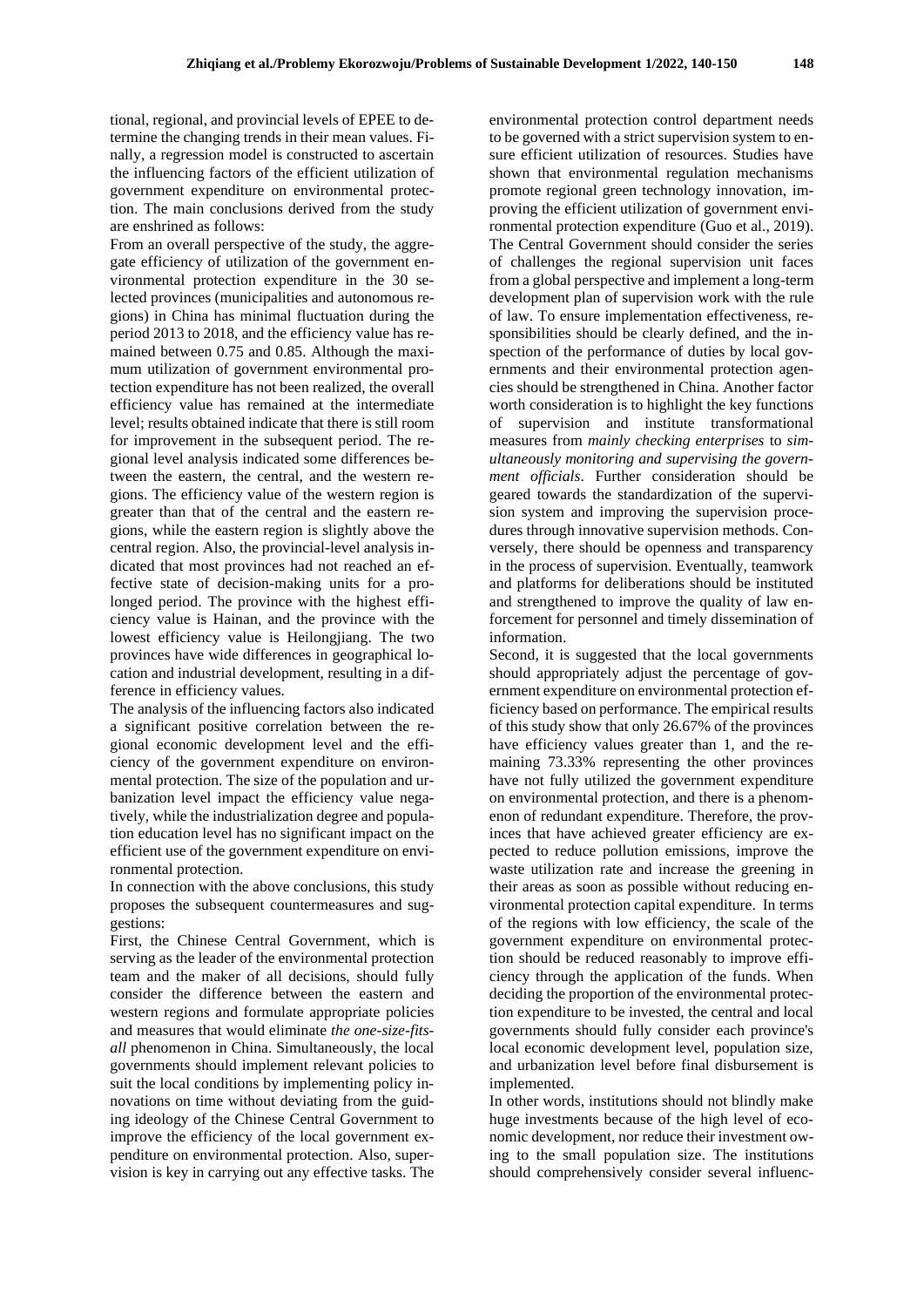tional, regional, and provincial levels of EPEE to determine the changing trends in their mean values. Finally, a regression model is constructed to ascertain the influencing factors of the efficient utilization of government expenditure on environmental protection. The main conclusions derived from the study are enshrined as follows:

From an overall perspective of the study, the aggregate efficiency of utilization of the government environmental protection expenditure in the 30 selected provinces (municipalities and autonomous regions) in China has minimal fluctuation during the period 2013 to 2018, and the efficiency value has remained between 0.75 and 0.85. Although the maximum utilization of government environmental protection expenditure has not been realized, the overall efficiency value has remained at the intermediate level; results obtained indicate that there is still room for improvement in the subsequent period. The regional level analysis indicated some differences between the eastern, the central, and the western regions. The efficiency value of the western region is greater than that of the central and the eastern regions, while the eastern region is slightly above the central region. Also, the provincial-level analysis indicated that most provinces had not reached an effective state of decision-making units for a prolonged period. The province with the highest efficiency value is Hainan, and the province with the lowest efficiency value is Heilongjiang. The two provinces have wide differences in geographical location and industrial development, resulting in a difference in efficiency values.

The analysis of the influencing factors also indicated a significant positive correlation between the regional economic development level and the efficiency of the government expenditure on environmental protection. The size of the population and urbanization level impact the efficiency value negatively, while the industrialization degree and population education level has no significant impact on the efficient use of the government expenditure on environmental protection.

In connection with the above conclusions, this study proposes the subsequent countermeasures and suggestions:

First, the Chinese Central Government, which is serving as the leader of the environmental protection team and the maker of all decisions, should fully consider the difference between the eastern and western regions and formulate appropriate policies and measures that would eliminate *the one-size-fits-all* phenomenon in China. Simultaneously, the local governments should implement relevant policies to suit the local conditions by implementing policy innovations on time without deviating from the guiding ideology of the Chinese Central Government to improve the efficiency of the local government expenditure on environmental protection. Also, supervision is key in carrying out any effective tasks. The environmental protection control department needs to be governed with a strict supervision system to ensure efficient utilization of resources. Studies have shown that environmental regulation mechanisms promote regional green technology innovation, improving the efficient utilization of government environmental protection expenditure (Guo et al., 2019). The Central Government should consider the series of challenges the regional supervision unit faces from a global perspective and implement a long-term development plan of supervision work with the rule of law. To ensure implementation effectiveness, responsibilities should be clearly defined, and the inspection of the performance of duties by local governments and their environmental protection agencies should be strengthened in China. Another factor worth consideration is to highlight the key functions of supervision and institute transformational measures from *mainly checking enterprises* to *simultaneously monitoring and supervising the government officials*. Further consideration should be geared towards the standardization of the supervision system and improving the supervision procedures through innovative supervision methods. Conversely, there should be openness and transparency in the process of supervision. Eventually, teamwork and platforms for deliberations should be instituted and strengthened to improve the quality of law enforcement for personnel and timely dissemination of information.

Second, it is suggested that the local governments should appropriately adjust the percentage of government expenditure on environmental protection efficiency based on performance. The empirical results of this study show that only 26.67% of the provinces have efficiency values greater than 1, and the remaining 73.33% representing the other provinces have not fully utilized the government expenditure on environmental protection, and there is a phenomenon of redundant expenditure. Therefore, the provinces that have achieved greater efficiency are expected to reduce pollution emissions, improve the waste utilization rate and increase the greening in their areas as soon as possible without reducing environmental protection capital expenditure. In terms of the regions with low efficiency, the scale of the government expenditure on environmental protection should be reduced reasonably to improve efficiency through the application of the funds. When deciding the proportion of the environmental protection expenditure to be invested, the central and local governments should fully consider each province's local economic development level, population size, and urbanization level before final disbursement is implemented.

In other words, institutions should not blindly make huge investments because of the high level of economic development, nor reduce their investment owing to the small population size. The institutions should comprehensively consider several influenc-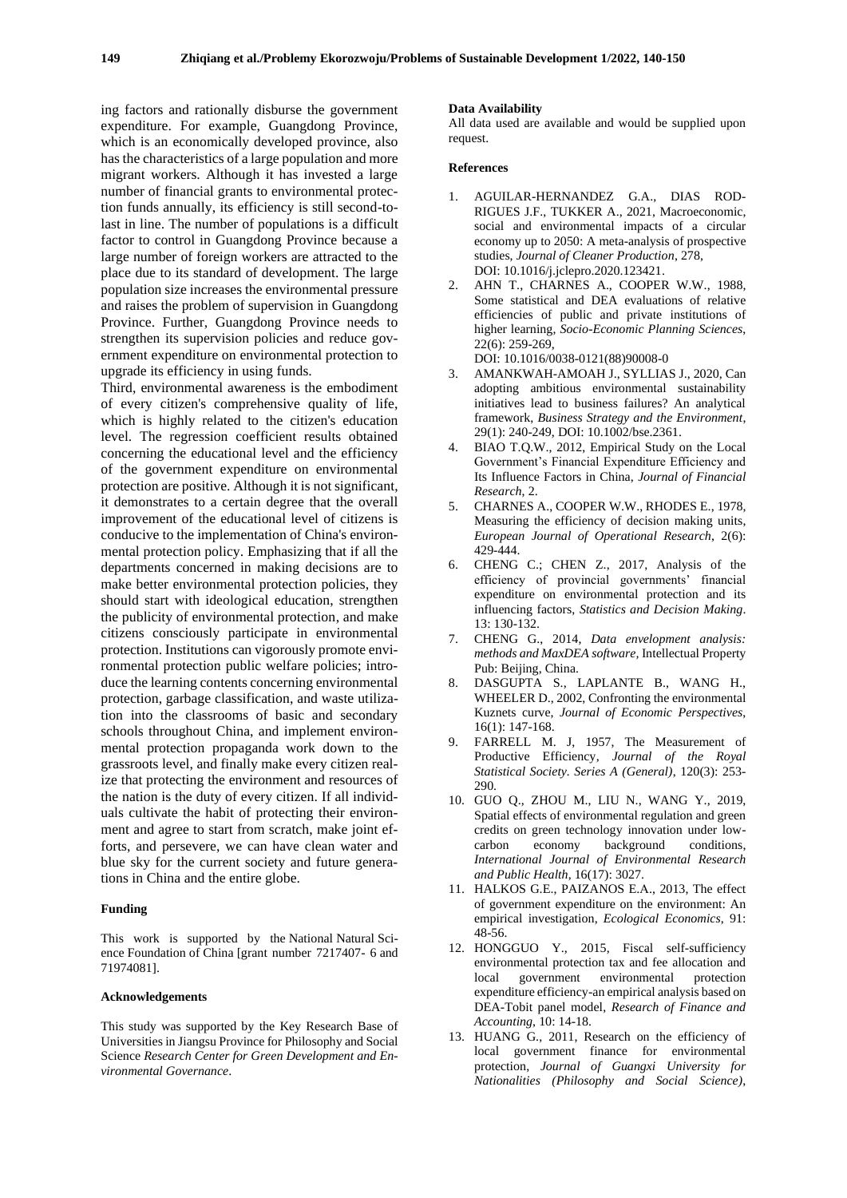ing factors and rationally disburse the government expenditure. For example, Guangdong Province, which is an economically developed province, also has the characteristics of a large population and more migrant workers. Although it has invested a large number of financial grants to environmental protection funds annually, its efficiency is still second-to-last in line. The number of populations is a difficult factor to control in Guangdong Province because a large number of foreign workers are attracted to the place due to its standard of development. The large population size increases the environmental pressure and raises the problem of supervision in Guangdong Province. Further, Guangdong Province needs to strengthen its supervision policies and reduce government expenditure on environmental protection to upgrade its efficiency in using funds.

Third, environmental awareness is the embodiment of every citizen's comprehensive quality of life, which is highly related to the citizen's education level. The regression coefficient results obtained concerning the educational level and the efficiency of the government expenditure on environmental protection are positive. Although it is not significant, it demonstrates to a certain degree that the overall improvement of the educational level of citizens is conducive to the implementation of China's environmental protection policy. Emphasizing that if all the departments concerned in making decisions are to make better environmental protection policies, they should start with ideological education, strengthen the publicity of environmental protection, and make citizens consciously participate in environmental protection. Institutions can vigorously promote environmental protection public welfare policies; introduce the learning contents concerning environmental protection, garbage classification, and waste utilization into the classrooms of basic and secondary schools throughout China, and implement environmental protection propaganda work down to the grassroots level, and finally make every citizen realize that protecting the environment and resources of the nation is the duty of every citizen. If all individuals cultivate the habit of protecting their environment and agree to start from scratch, make joint efforts, and persevere, we can have clean water and blue sky for the current society and future generations in China and the entire globe.

#### Funding

This work is supported by the National Natural Science Foundation of China [grant number 7217407- 6 and 71974081].

#### Acknowledgements

This study was supported by the Key Research Base of Universities in Jiangsu Province for Philosophy and Social Science *Research Center for Green Development and Environmental Governance*.

#### Data Availability

All data used are available and would be supplied upon request.

#### References

1. AGUILAR-HERNANDEZ G.A., DIAS RODRIGUES J.F., TUKKER A., 2021, Macroeconomic, social and environmental impacts of a circular economy up to 2050: A meta-analysis of prospective studies, *Journal of Cleaner Production*, 278, DOI: 10.1016/j.jclepro.2020.123421.
2. AHN T., CHARNES A., COOPER W.W., 1988, Some statistical and DEA evaluations of relative efficiencies of public and private institutions of higher learning, *Socio-Economic Planning Sciences*, 22(6): 259-269, DOI: 10.1016/0038-0121(88)90008-0
3. AMANKWAH-AMOAH J., SYLLIAS J., 2020, Can adopting ambitious environmental sustainability initiatives lead to business failures? An analytical framework, *Business Strategy and the Environment*, 29(1): 240-249, DOI: 10.1002/bse.2361.
4. BIAO T.Q.W., 2012, Empirical Study on the Local Government's Financial Expenditure Efficiency and Its Influence Factors in China, *Journal of Financial Research*, 2.
5. CHARNES A., COOPER W.W., RHODES E., 1978, Measuring the efficiency of decision making units, *European Journal of Operational Research*, 2(6): 429-444.
6. CHENG C.; CHEN Z., 2017, Analysis of the efficiency of provincial governments' financial expenditure on environmental protection and its influencing factors, *Statistics and Decision Making*. 13: 130-132.
7. CHENG G., 2014, *Data envelopment analysis: methods and MaxDEA software*, Intellectual Property Pub: Beijing, China.
8. DASGUPTA S., LAPLANTE B., WANG H., WHEELER D., 2002, Confronting the environmental Kuznets curve, *Journal of Economic Perspectives*, 16(1): 147-168.
9. FARRELL M. J, 1957, The Measurement of Productive Efficiency, *Journal of the Royal Statistical Society. Series A (General)*, 120(3): 253-290.
10. GUO Q., ZHOU M., LIU N., WANG Y., 2019, Spatial effects of environmental regulation and green credits on green technology innovation under low-carbon economy background conditions, *International Journal of Environmental Research and Public Health*, 16(17): 3027.
11. HALKOS G.E., PAIZANOS E.A., 2013, The effect of government expenditure on the environment: An empirical investigation, *Ecological Economics*, 91: 48-56.
12. HONGGUO Y., 2015, Fiscal self-sufficiency environmental protection tax and fee allocation and local government environmental protection expenditure efficiency-an empirical analysis based on DEA-Tobit panel model, *Research of Finance and Accounting*, 10: 14-18.
13. HUANG G., 2011, Research on the efficiency of local government finance for environmental protection, *Journal of Guangxi University for Nationalities (Philosophy and Social Science)*,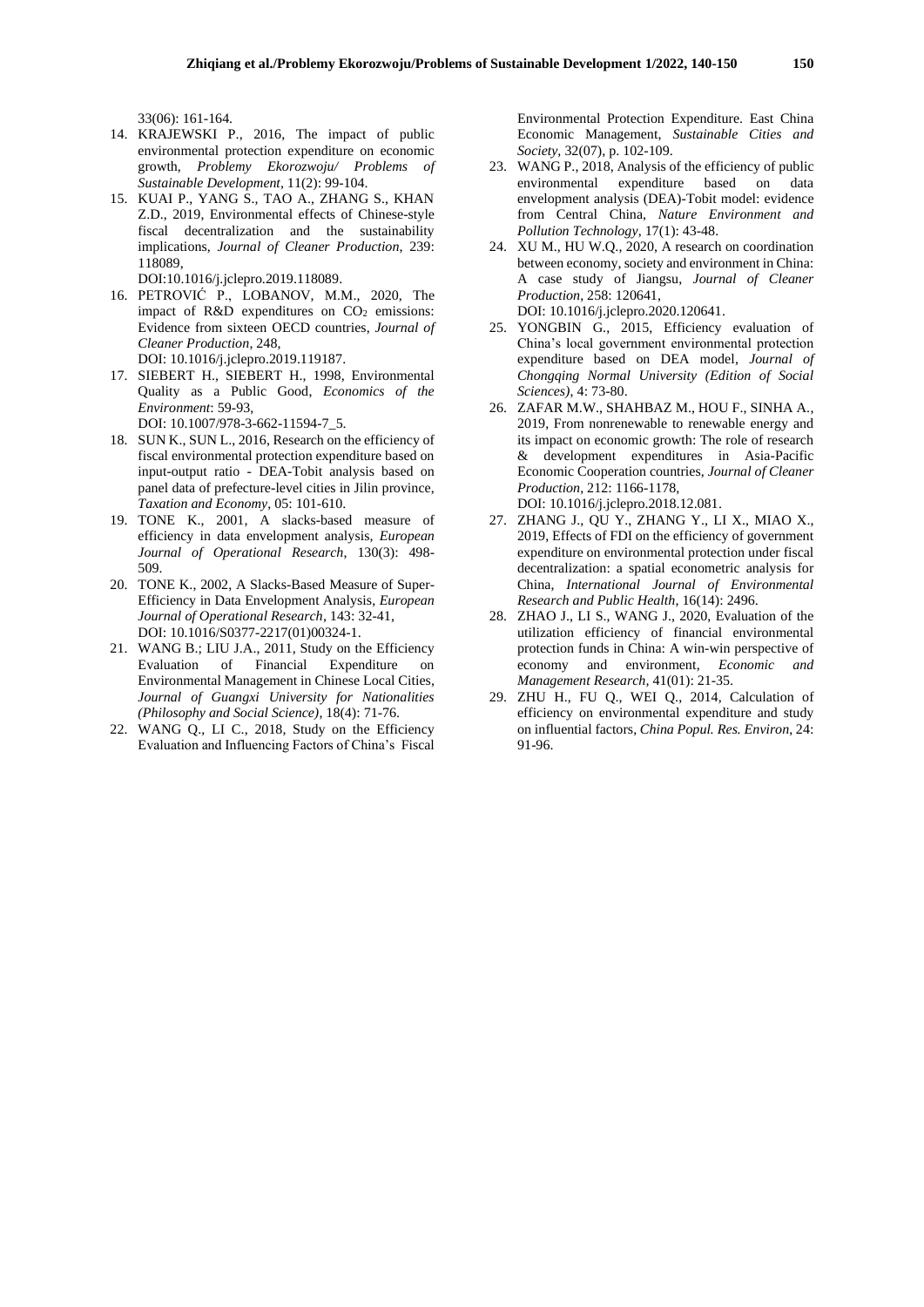33(06): 161-164.

14. KRAJEWSKI P., 2016, The impact of public environmental protection expenditure on economic growth, *Problemy Ekorozwoju/ Problems of Sustainable Development*, 11(2): 99-104.
15. KUAI P., YANG S., TAO A., ZHANG S., KHAN Z.D., 2019, Environmental effects of Chinese-style fiscal decentralization and the sustainability implications, *Journal of Cleaner Production*, 239: 118089, DOI:10.1016/j.jclepro.2019.118089.
16. PETROVIĆ P., LOBANOV, M.M., 2020, The impact of R&D expenditures on $CO_2$ emissions: Evidence from sixteen OECD countries, *Journal of Cleaner Production*, 248, DOI: 10.1016/j.jclepro.2019.119187.
17. SIEBERT H., SIEBERT H., 1998, Environmental Quality as a Public Good, *Economics of the Environment*: 59-93, DOI: 10.1007/978-3-662-11594-7_5.
18. SUN K., SUN L., 2016, Research on the efficiency of fiscal environmental protection expenditure based on input-output ratio - DEA-Tobit analysis based on panel data of prefecture-level cities in Jilin province, *Taxation and Economy*, 05: 101-610.
19. TONE K., 2001, A slacks-based measure of efficiency in data envelopment analysis, *European Journal of Operational Research*, 130(3): 498-509.
20. TONE K., 2002, A Slacks-Based Measure of Super-Efficiency in Data Envelopment Analysis, *European Journal of Operational Research*, 143: 32-41, DOI: 10.1016/S0377-2217(01)00324-1.
21. WANG B.; LIU J.A., 2011, Study on the Efficiency Evaluation of Financial Expenditure on Environmental Management in Chinese Local Cities, *Journal of Guangxi University for Nationalities (Philosophy and Social Science)*, 18(4): 71-76.
22. WANG Q., LI C., 2018, Study on the Efficiency Evaluation and Influencing Factors of China's Fiscal Environmental Protection Expenditure. East China Economic Management, *Sustainable Cities and Society*, 32(07), p. 102-109.
23. WANG P., 2018, Analysis of the efficiency of public environmental expenditure based on data envelopment analysis (DEA)-Tobit model: evidence from Central China, *Nature Environment and Pollution Technology*, 17(1): 43-48.
24. XU M., HU W.Q., 2020, A research on coordination between economy, society and environment in China: A case study of Jiangsu, *Journal of Cleaner Production*, 258: 120641, DOI: 10.1016/j.jclepro.2020.120641.
25. YONGBIN G., 2015, Efficiency evaluation of China's local government environmental protection expenditure based on DEA model, *Journal of Chongqing Normal University (Edition of Social Sciences)*, 4: 73-80.
26. ZAFAR M.W., SHAHBAZ M., HOU F., SINHA A., 2019, From nonrenewable to renewable energy and its impact on economic growth: The role of research & development expenditures in Asia-Pacific Economic Cooperation countries, *Journal of Cleaner Production*, 212: 1166-1178, DOI: 10.1016/j.jclepro.2018.12.081.
27. ZHANG J., QU Y., ZHANG Y., LI X., MIAO X., 2019, Effects of FDI on the efficiency of government expenditure on environmental protection under fiscal decentralization: a spatial econometric analysis for China, *International Journal of Environmental Research and Public Health*, 16(14): 2496.
28. ZHAO J., LI S., WANG J., 2020, Evaluation of the utilization efficiency of financial environmental protection funds in China: A win-win perspective of economy and environment, *Economic and Management Research*, 41(01): 21-35.
29. ZHU H., FU Q., WEI Q., 2014, Calculation of efficiency on environmental expenditure and study on influential factors, *China Popul. Res. Environ*, 24: 91-96.